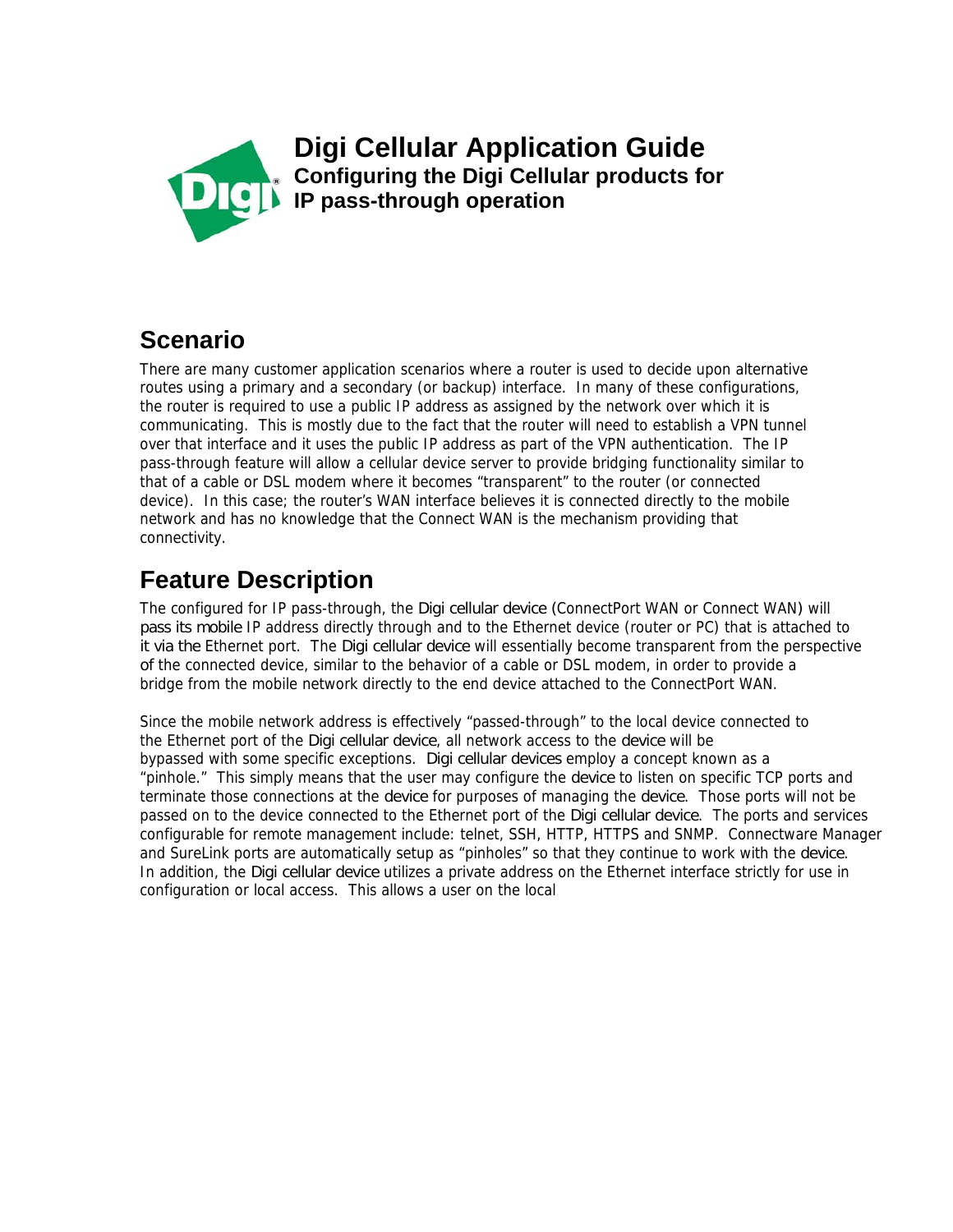# Digi Cellular Application Guide

**Configuring the Digi Cellular products for IP pass-through operation**

## Scenario

There are many customer application scenarios where a router is used to decide upon alternative routes using a primary and a secondary (or backup) interface. In many of these configurations, the router is required to use a public IP address as assigned by the network over which it is communicating. This is mostly due to the fact that the router will need to establish a VPN tunnel over that interface and it uses the public IP address as part of the VPN authentication. The IP pass-through feature will allow a cellular device server to provide bridging functionality similar to that of a cable or DSL modem where it becomes "transparent" to the router (or connected device). In this case; the router's WAN interface believes it is connected directly to the mobile network and has no knowledge that the Connect WAN is the mechanism providing that connectivity.

## Feature Description

The configured for IP pass-through, the Digi cellular device (ConnectPort WAN or Connect WAN) will pass its mobile IP address directly through and to the Ethernet device (router or PC) that is attached to it via the Ethernet port. The Digi cellular device will essentially become transparent from the perspective of the connected device, similar to the behavior of a cable or DSL modem, in order to provide a bridge from the mobile network directly to the end device attached to the ConnectPort WAN.

Since the mobile network address is effectively "passed-through" to the local device connected to the Ethernet port of the Digi cellular device, all network access to the device will be bypassed with some specific exceptions. Digi cellular devices employ a concept known as a "pinhole." This simply means that the user may configure the device to listen on specific TCP ports and terminate those connections at the device for purposes of managing the device. Those ports will not be passed on to the device connected to the Ethernet port of the Digi cellular device. The ports and services configurable for remote management include: telnet, SSH, HTTP, HTTPS and SNMP. Connectware Manager and SureLink ports are automatically setup as "pinholes" so that they continue to work with the device. In addition, the Digi cellular device utilizes a private address on the Ethernet interface strictly for use in configuration or local access. This allows a user on the local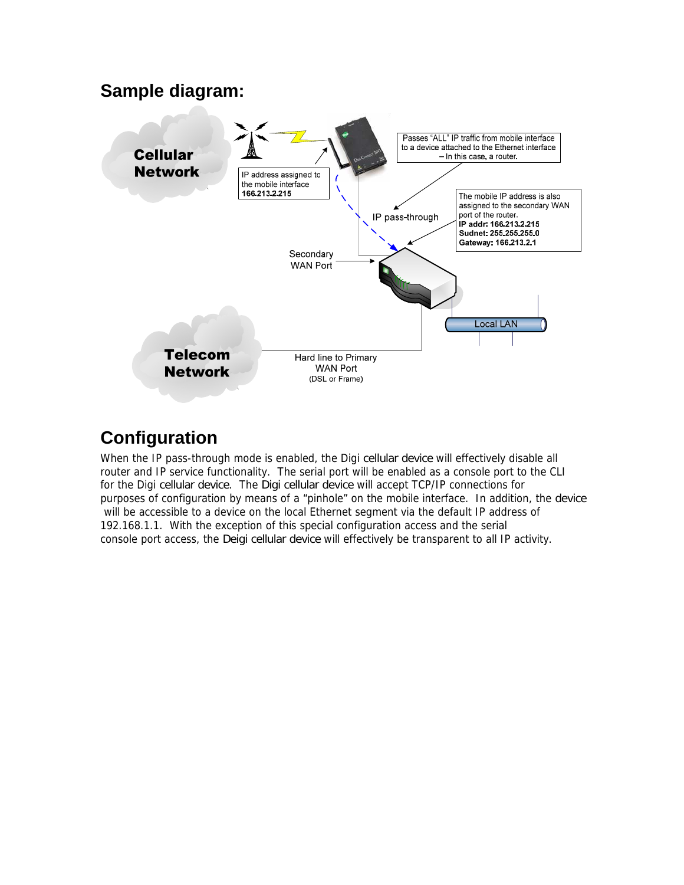## Sample diagram:

Cellular Network

IP address assigned to the mobile interface **166.213.2.215**

Passes "ALL" IP traffic from mobile interface to a device attached to the Ethernet interface – In this case, a router.

IP pass-through

The mobile IP address is also assigned to the secondary WAN port of the router.
**IP addr: 166.213.2.215**
**Sudnet: 255.255.255.0**
**Gateway: 166.213.2.1**

Secondary WAN Port

Local LAN

Telecom Network

Hard line to Primary WAN Port (DSL or Frame)

## Configuration

When the IP pass-through mode is enabled, the Digi cellular device will effectively disable all router and IP service functionality. The serial port will be enabled as a console port to the CLI for the Digi cellular device. The Digi cellular device will accept TCP/IP connections for purposes of configuration by means of a "pinhole" on the mobile interface. In addition, the device will be accessible to a device on the local Ethernet segment via the default IP address of 192.168.1.1. With the exception of this special configuration access and the serial console port access, the Deigi cellular device will effectively be transparent to all IP activity.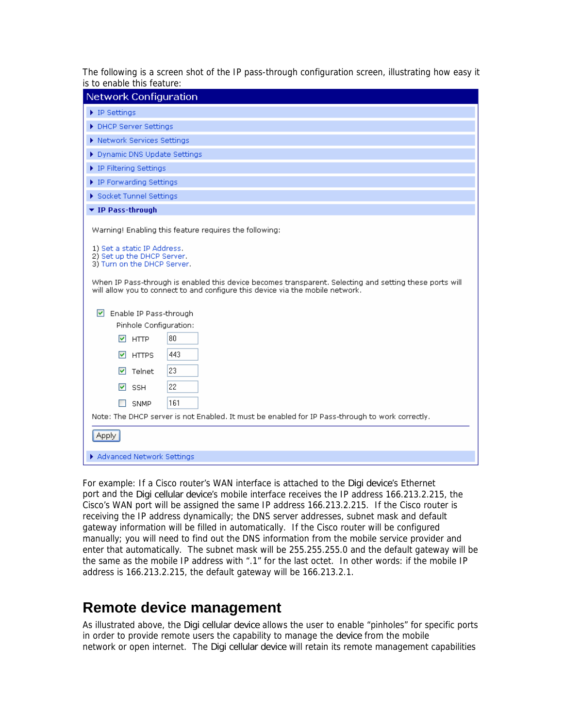The following is a screen shot of the IP pass-through configuration screen, illustrating how easy it is to enable this feature:

Network Configuration

- IP Settings
- DHCP Server Settings
- Network Services Settings
- Dynamic DNS Update Settings
- IP Filtering Settings
- IP Forwarding Settings
- Socket Tunnel Settings
- **IP Pass-through**

Warning! Enabling this feature requires the following:

1) Set a static IP Address.
2) Set up the DHCP Server.
3) Turn on the DHCP Server.

When IP Pass-through is enabled this device becomes transparent. Selecting and setting these ports will will allow you to connect to and configure this device via the mobile network.

- [x] Enable IP Pass-through

Pinhole Configuration:

- [x] HTTP 80
- [x] HTTPS 443
- [x] Telnet 23
- [x] SSH 22
- [ ] SNMP 161

Note: The DHCP server is not Enabled. It must be enabled for IP Pass-through to work correctly.

Apply

- Advanced Network Settings

For example: If a Cisco router's WAN interface is attached to the Digi device's Ethernet port and the Digi cellular device's mobile interface receives the IP address 166.213.2.215, the Cisco's WAN port will be assigned the same IP address 166.213.2.215. If the Cisco router is receiving the IP address dynamically; the DNS server addresses, subnet mask and default gateway information will be filled in automatically. If the Cisco router will be configured manually; you will need to find out the DNS information from the mobile service provider and enter that automatically. The subnet mask will be 255.255.255.0 and the default gateway will be the same as the mobile IP address with ".1" for the last octet. In other words: if the mobile IP address is 166.213.2.215, the default gateway will be 166.213.2.1.

# Remote device management

As illustrated above, the Digi cellular device allows the user to enable "pinholes" for specific ports in order to provide remote users the capability to manage the device from the mobile network or open internet. The Digi cellular device will retain its remote management capabilities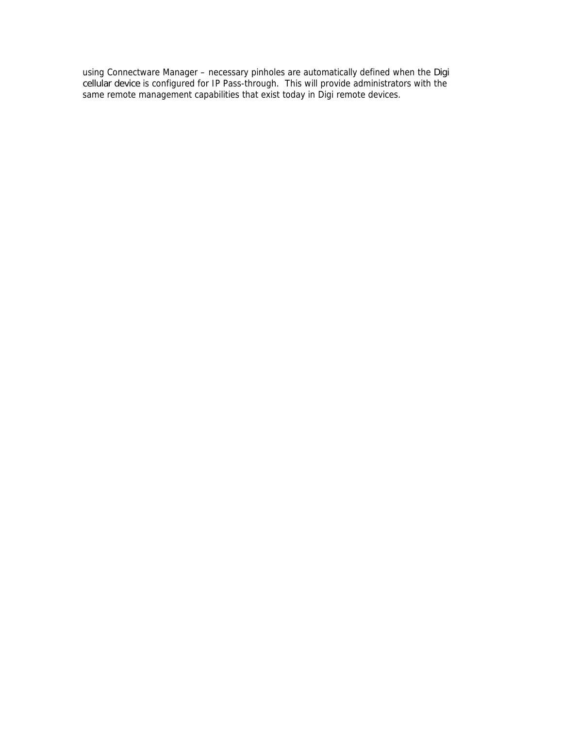using Connectware Manager – necessary pinholes are automatically defined when the Digi cellular device is configured for IP Pass-through. This will provide administrators with the same remote management capabilities that exist today in Digi remote devices.